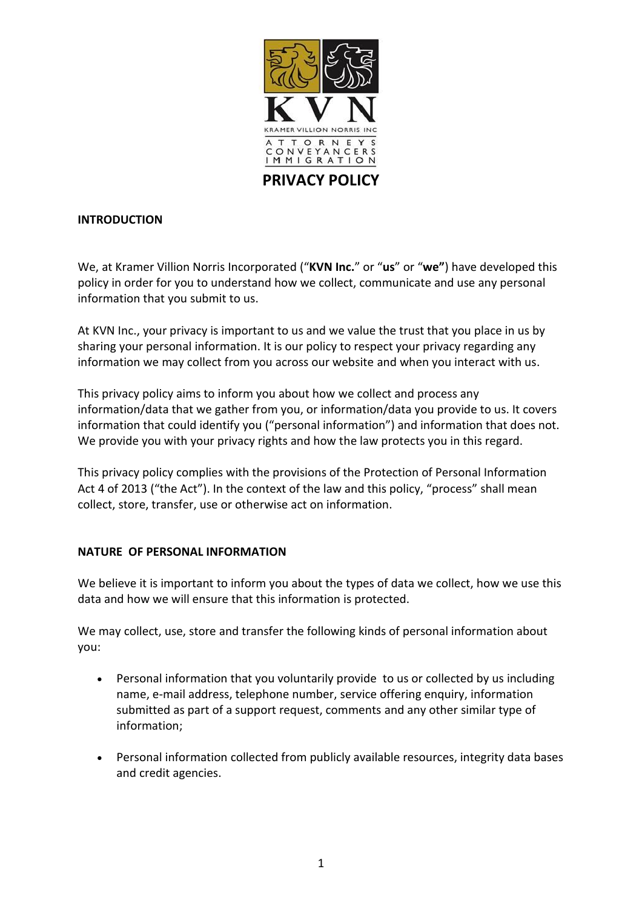KVN

KRAMER VILLION NORRIS INC

ATTORNEYS
CONVEYANCERS
IMMIGRATION

# PRIVACY POLICY

## INTRODUCTION

We, at Kramer Villion Norris Incorporated ("**KVN Inc.**" or "**us**" or "**we"**) have developed this policy in order for you to understand how we collect, communicate and use any personal information that you submit to us.

At KVN Inc., your privacy is important to us and we value the trust that you place in us by sharing your personal information. It is our policy to respect your privacy regarding any information we may collect from you across our website and when you interact with us.

This privacy policy aims to inform you about how we collect and process any information/data that we gather from you, or information/data you provide to us. It covers information that could identify you ("personal information") and information that does not. We provide you with your privacy rights and how the law protects you in this regard.

This privacy policy complies with the provisions of the Protection of Personal Information Act 4 of 2013 ("the Act"). In the context of the law and this policy, "process" shall mean collect, store, transfer, use or otherwise act on information.

## NATURE OF PERSONAL INFORMATION

We believe it is important to inform you about the types of data we collect, how we use this data and how we will ensure that this information is protected.

We may collect, use, store and transfer the following kinds of personal information about you:

- Personal information that you voluntarily provide to us or collected by us including name, e-mail address, telephone number, service offering enquiry, information submitted as part of a support request, comments and any other similar type of information;
- Personal information collected from publicly available resources, integrity data bases and credit agencies.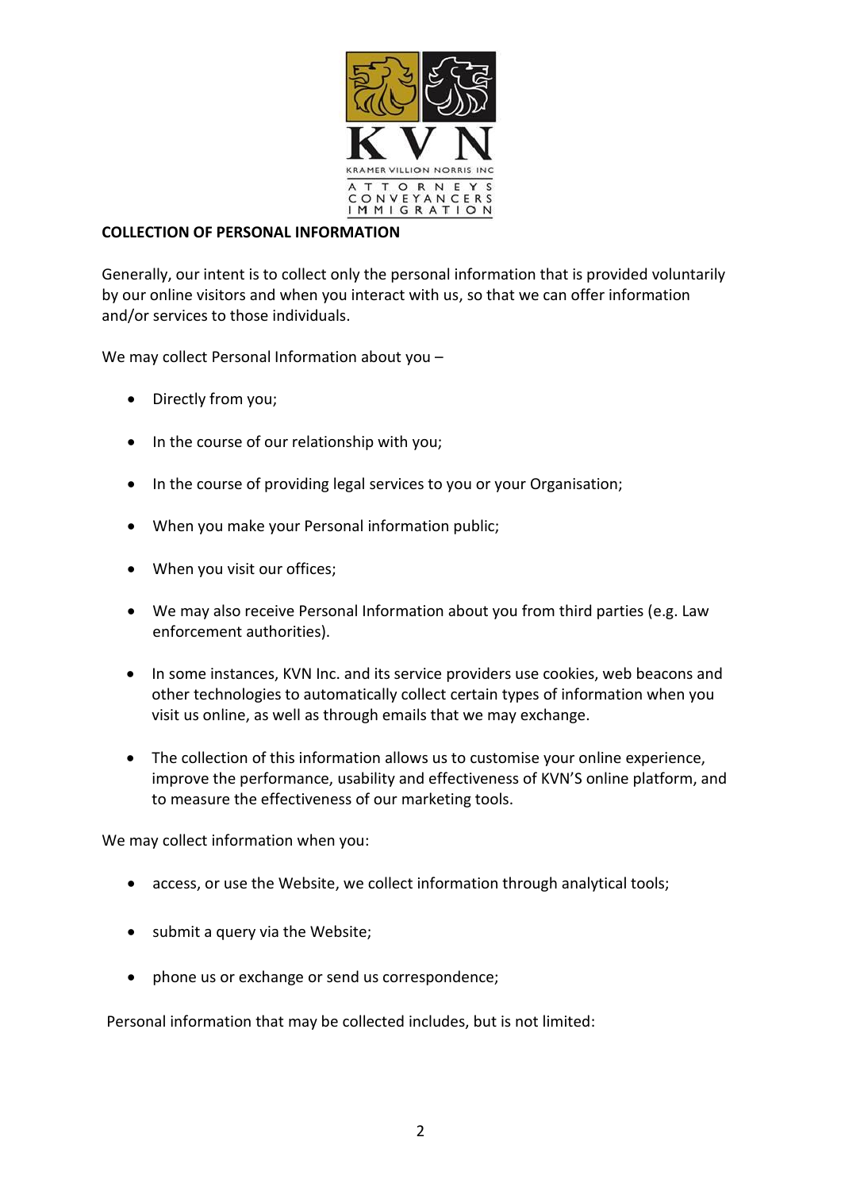**COLLECTION OF PERSONAL INFORMATION**

Generally, our intent is to collect only the personal information that is provided voluntarily by our online visitors and when you interact with us, so that we can offer information and/or services to those individuals.

We may collect Personal Information about you –

- Directly from you;
- In the course of our relationship with you;
- In the course of providing legal services to you or your Organisation;
- When you make your Personal information public;
- When you visit our offices;
- We may also receive Personal Information about you from third parties (e.g. Law enforcement authorities).
- In some instances, KVN Inc. and its service providers use cookies, web beacons and other technologies to automatically collect certain types of information when you visit us online, as well as through emails that we may exchange.
- The collection of this information allows us to customise your online experience, improve the performance, usability and effectiveness of KVN'S online platform, and to measure the effectiveness of our marketing tools.

We may collect information when you:

- access, or use the Website, we collect information through analytical tools;
- submit a query via the Website;
- phone us or exchange or send us correspondence;

Personal information that may be collected includes, but is not limited: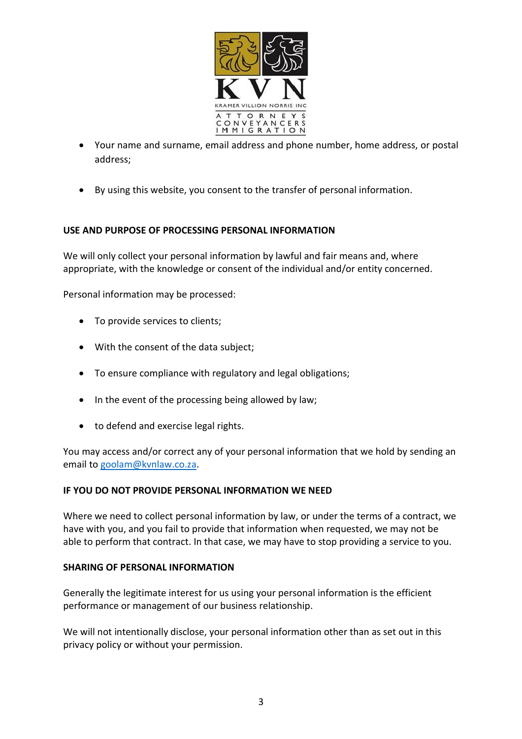- Your name and surname, email address and phone number, home address, or postal address;

- By using this website, you consent to the transfer of personal information.

**USE AND PURPOSE OF PROCESSING PERSONAL INFORMATION**

We will only collect your personal information by lawful and fair means and, where appropriate, with the knowledge or consent of the individual and/or entity concerned.

Personal information may be processed:

- To provide services to clients;

- With the consent of the data subject;

- To ensure compliance with regulatory and legal obligations;

- In the event of the processing being allowed by law;

- to defend and exercise legal rights.

You may access and/or correct any of your personal information that we hold by sending an email to goolam@kvnlaw.co.za.

**IF YOU DO NOT PROVIDE PERSONAL INFORMATION WE NEED**

Where we need to collect personal information by law, or under the terms of a contract, we have with you, and you fail to provide that information when requested, we may not be able to perform that contract. In that case, we may have to stop providing a service to you.

**SHARING OF PERSONAL INFORMATION**

Generally the legitimate interest for us using your personal information is the efficient performance or management of our business relationship.

We will not intentionally disclose, your personal information other than as set out in this privacy policy or without your permission.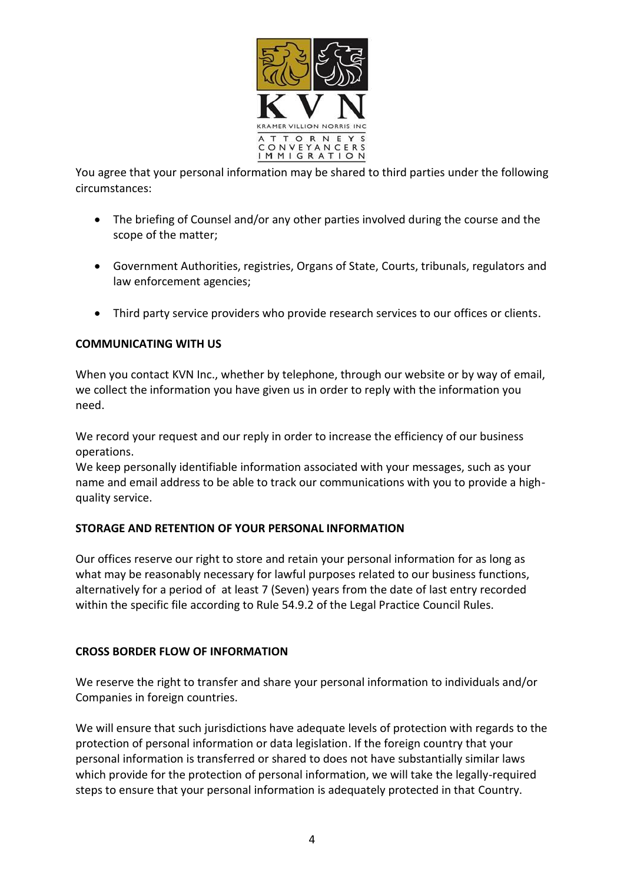You agree that your personal information may be shared to third parties under the following circumstances:

- The briefing of Counsel and/or any other parties involved during the course and the scope of the matter;
- Government Authorities, registries, Organs of State, Courts, tribunals, regulators and law enforcement agencies;
- Third party service providers who provide research services to our offices or clients.

**COMMUNICATING WITH US**

When you contact KVN Inc., whether by telephone, through our website or by way of email, we collect the information you have given us in order to reply with the information you need.

We record your request and our reply in order to increase the efficiency of our business operations.
We keep personally identifiable information associated with your messages, such as your name and email address to be able to track our communications with you to provide a high-quality service.

**STORAGE AND RETENTION OF YOUR PERSONAL INFORMATION**

Our offices reserve our right to store and retain your personal information for as long as what may be reasonably necessary for lawful purposes related to our business functions, alternatively for a period of at least 7 (Seven) years from the date of last entry recorded within the specific file according to Rule 54.9.2 of the Legal Practice Council Rules.

**CROSS BORDER FLOW OF INFORMATION**

We reserve the right to transfer and share your personal information to individuals and/or Companies in foreign countries.

We will ensure that such jurisdictions have adequate levels of protection with regards to the protection of personal information or data legislation. If the foreign country that your personal information is transferred or shared to does not have substantially similar laws which provide for the protection of personal information, we will take the legally-required steps to ensure that your personal information is adequately protected in that Country.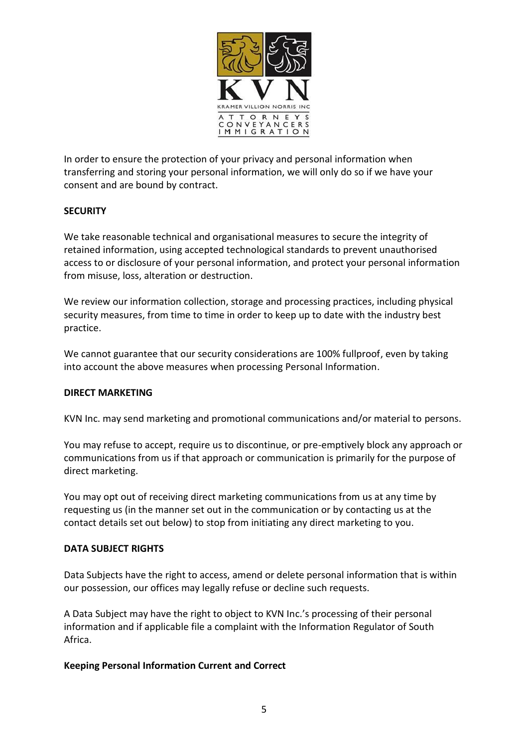In order to ensure the protection of your privacy and personal information when transferring and storing your personal information, we will only do so if we have your consent and are bound by contract.

**SECURITY**

We take reasonable technical and organisational measures to secure the integrity of retained information, using accepted technological standards to prevent unauthorised access to or disclosure of your personal information, and protect your personal information from misuse, loss, alteration or destruction.

We review our information collection, storage and processing practices, including physical security measures, from time to time in order to keep up to date with the industry best practice.

We cannot guarantee that our security considerations are 100% fullproof, even by taking into account the above measures when processing Personal Information.

**DIRECT MARKETING**

KVN Inc. may send marketing and promotional communications and/or material to persons.

You may refuse to accept, require us to discontinue, or pre-emptively block any approach or communications from us if that approach or communication is primarily for the purpose of direct marketing.

You may opt out of receiving direct marketing communications from us at any time by requesting us (in the manner set out in the communication or by contacting us at the contact details set out below) to stop from initiating any direct marketing to you.

**DATA SUBJECT RIGHTS**

Data Subjects have the right to access, amend or delete personal information that is within our possession, our offices may legally refuse or decline such requests.

A Data Subject may have the right to object to KVN Inc.'s processing of their personal information and if applicable file a complaint with the Information Regulator of South Africa.

**Keeping Personal Information Current and Correct**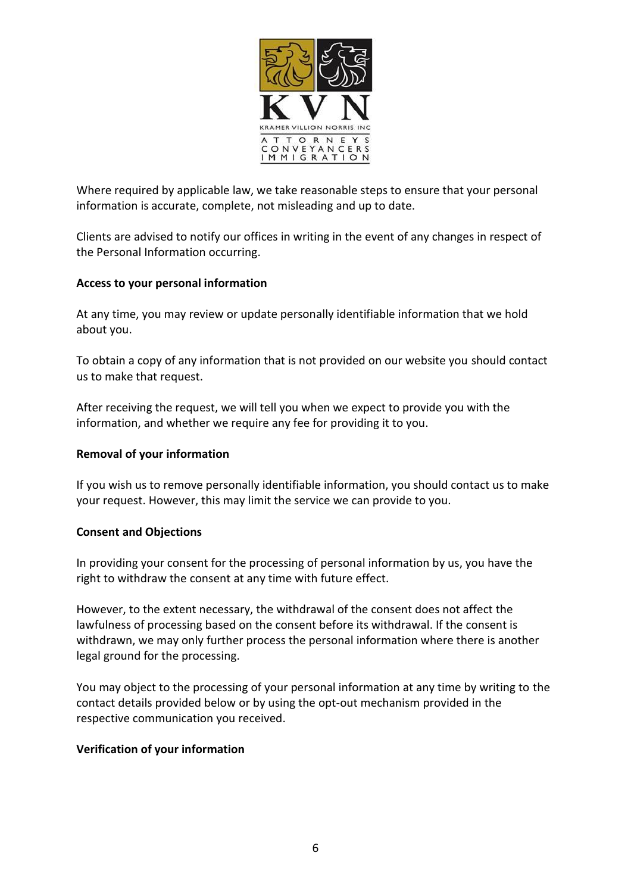Where required by applicable law, we take reasonable steps to ensure that your personal information is accurate, complete, not misleading and up to date.

Clients are advised to notify our offices in writing in the event of any changes in respect of the Personal Information occurring.

**Access to your personal information**

At any time, you may review or update personally identifiable information that we hold about you.

To obtain a copy of any information that is not provided on our website you should contact us to make that request.

After receiving the request, we will tell you when we expect to provide you with the information, and whether we require any fee for providing it to you.

**Removal of your information**

If you wish us to remove personally identifiable information, you should contact us to make your request. However, this may limit the service we can provide to you.

**Consent and Objections**

In providing your consent for the processing of personal information by us, you have the right to withdraw the consent at any time with future effect.

However, to the extent necessary, the withdrawal of the consent does not affect the lawfulness of processing based on the consent before its withdrawal. If the consent is withdrawn, we may only further process the personal information where there is another legal ground for the processing.

You may object to the processing of your personal information at any time by writing to the contact details provided below or by using the opt-out mechanism provided in the respective communication you received.

**Verification of your information**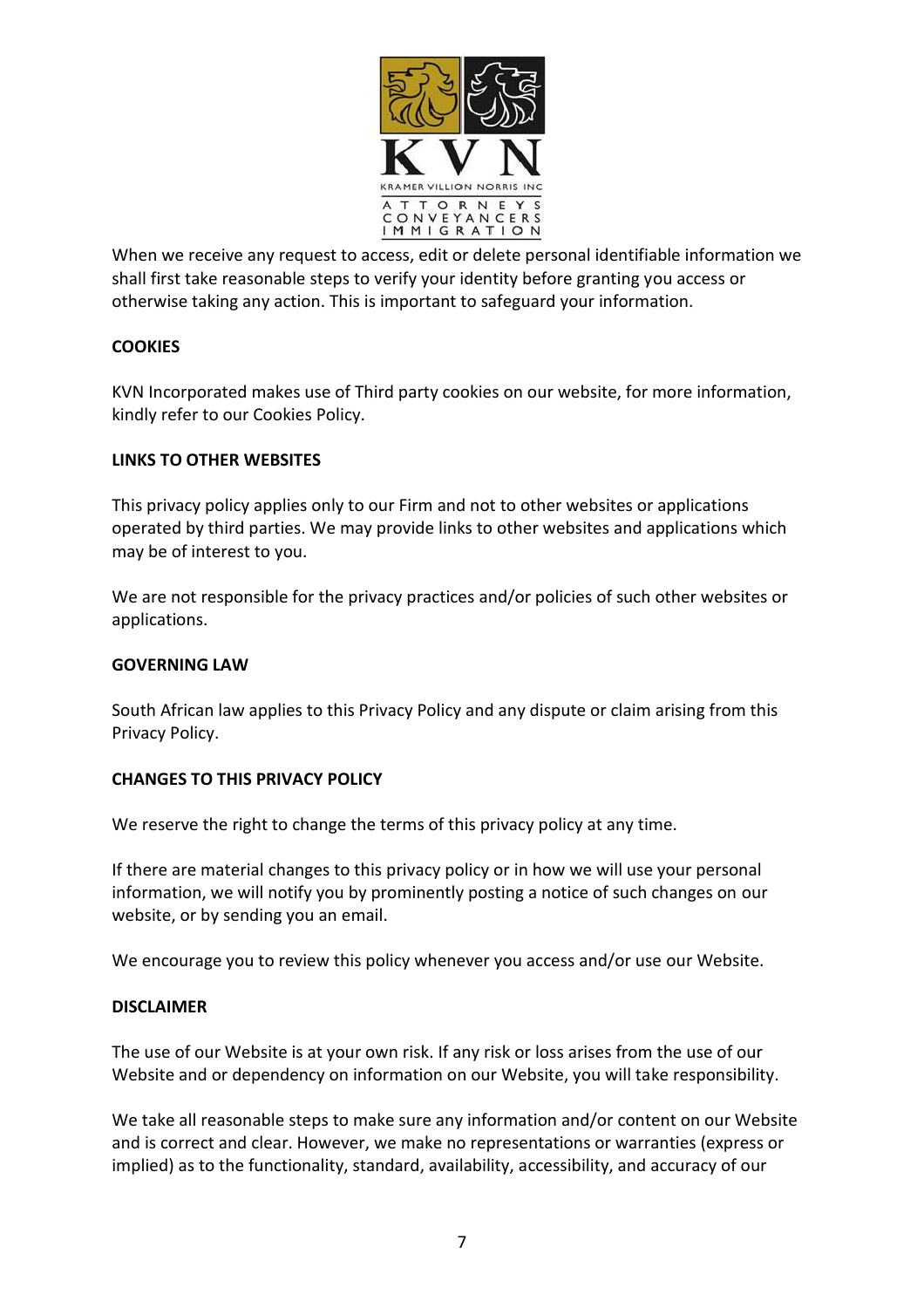When we receive any request to access, edit or delete personal identifiable information we shall first take reasonable steps to verify your identity before granting you access or otherwise taking any action. This is important to safeguard your information.

**COOKIES**

KVN Incorporated makes use of Third party cookies on our website, for more information, kindly refer to our Cookies Policy.

**LINKS TO OTHER WEBSITES**

This privacy policy applies only to our Firm and not to other websites or applications operated by third parties. We may provide links to other websites and applications which may be of interest to you.

We are not responsible for the privacy practices and/or policies of such other websites or applications.

**GOVERNING LAW**

South African law applies to this Privacy Policy and any dispute or claim arising from this Privacy Policy.

**CHANGES TO THIS PRIVACY POLICY**

We reserve the right to change the terms of this privacy policy at any time.

If there are material changes to this privacy policy or in how we will use your personal information, we will notify you by prominently posting a notice of such changes on our website, or by sending you an email.

We encourage you to review this policy whenever you access and/or use our Website.

**DISCLAIMER**

The use of our Website is at your own risk. If any risk or loss arises from the use of our Website and or dependency on information on our Website, you will take responsibility.

We take all reasonable steps to make sure any information and/or content on our Website and is correct and clear. However, we make no representations or warranties (express or implied) as to the functionality, standard, availability, accessibility, and accuracy of our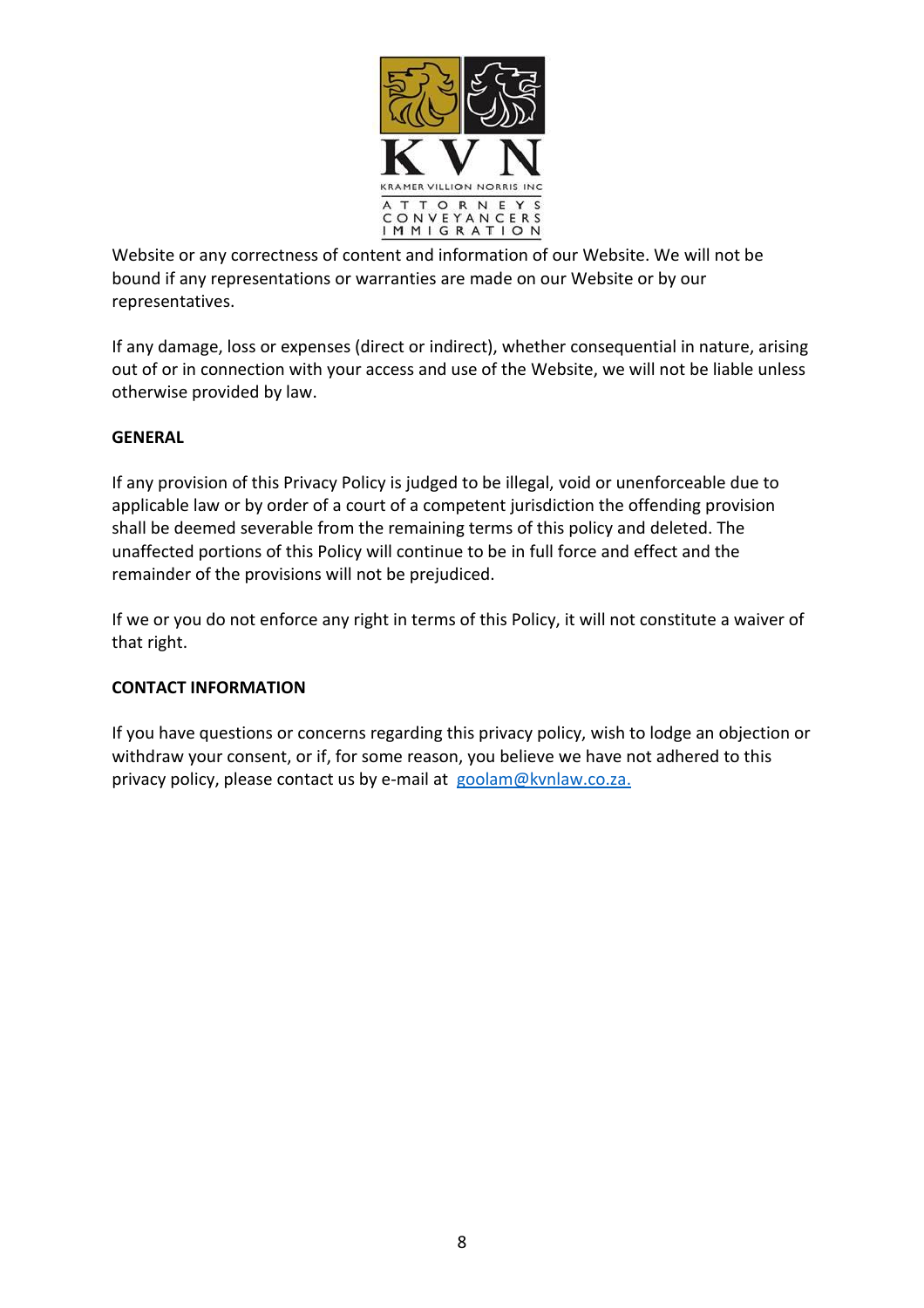Website or any correctness of content and information of our Website. We will not be bound if any representations or warranties are made on our Website or by our representatives.

If any damage, loss or expenses (direct or indirect), whether consequential in nature, arising out of or in connection with your access and use of the Website, we will not be liable unless otherwise provided by law.

**GENERAL**

If any provision of this Privacy Policy is judged to be illegal, void or unenforceable due to applicable law or by order of a court of a competent jurisdiction the offending provision shall be deemed severable from the remaining terms of this policy and deleted. The unaffected portions of this Policy will continue to be in full force and effect and the remainder of the provisions will not be prejudiced.

If we or you do not enforce any right in terms of this Policy, it will not constitute a waiver of that right.

**CONTACT INFORMATION**

If you have questions or concerns regarding this privacy policy, wish to lodge an objection or withdraw your consent, or if, for some reason, you believe we have not adhered to this privacy policy, please contact us by e-mail at goolam@kvnlaw.co.za.